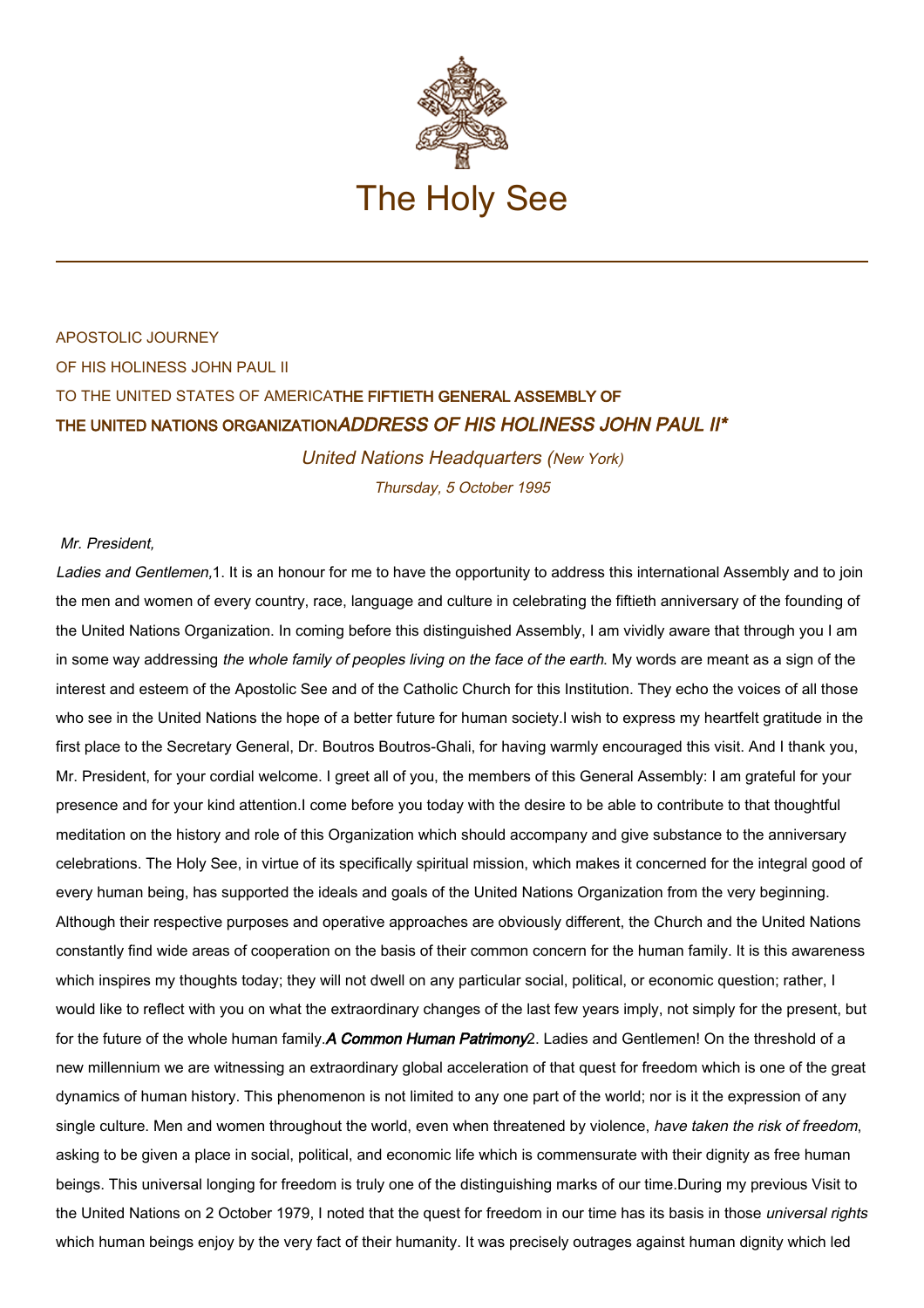# The Holy See

APOSTOLIC JOURNEY
OF HIS HOLINESS JOHN PAUL II
TO THE UNITED STATES OF AMERICA

**THE FIFTIETH GENERAL ASSEMBLY OF THE UNITED NATIONS ORGANIZATION**

## *ADDRESS OF HIS HOLINESS JOHN PAUL II\**

*United Nations Headquarters (New York)*
*Thursday, 5 October 1995*

*Mr. President,*
*Ladies and Gentlemen,*

1. It is an honour for me to have the opportunity to address this international Assembly and to join the men and women of every country, race, language and culture in celebrating the fiftieth anniversary of the founding of the United Nations Organization. In coming before this distinguished Assembly, I am vividly aware that through you I am in some way addressing *the whole family of peoples living on the face of the earth.* My words are meant as a sign of the interest and esteem of the Apostolic See and of the Catholic Church for this Institution. They echo the voices of all those who see in the United Nations the hope of a better future for human society.

I wish to express my heartfelt gratitude in the first place to the Secretary General, Dr. Boutros Boutros-Ghali, for having warmly encouraged this visit. And I thank you, Mr. President, for your cordial welcome. I greet all of you, the members of this General Assembly: I am grateful for your presence and for your kind attention.

I come before you today with the desire to be able to contribute to that thoughtful meditation on the history and role of this Organization which should accompany and give substance to the anniversary celebrations. The Holy See, in virtue of its specifically spiritual mission, which makes it concerned for the integral good of every human being, has supported the ideals and goals of the United Nations Organization from the very beginning. Although their respective purposes and operative approaches are obviously different, the Church and the United Nations constantly find wide areas of cooperation on the basis of their common concern for the human family. It is this awareness which inspires my thoughts today; they will not dwell on any particular social, political, or economic question; rather, I would like to reflect with you on what the extraordinary changes of the last few years imply, not simply for the present, but for the future of the whole human family.

### ***A Common Human Patrimony***

2. Ladies and Gentlemen! On the threshold of a new millennium we are witnessing an extraordinary global acceleration of that quest for freedom which is one of the great dynamics of human history. This phenomenon is not limited to any one part of the world; nor is it the expression of any single culture. Men and women throughout the world, even when threatened by violence, *have taken the risk of freedom*, asking to be given a place in social, political, and economic life which is commensurate with their dignity as free human beings. This universal longing for freedom is truly one of the distinguishing marks of our time.

During my previous Visit to the United Nations on 2 October 1979, I noted that the quest for freedom in our time has its basis in those *universal rights* which human beings enjoy by the very fact of their humanity. It was precisely outrages against human dignity which led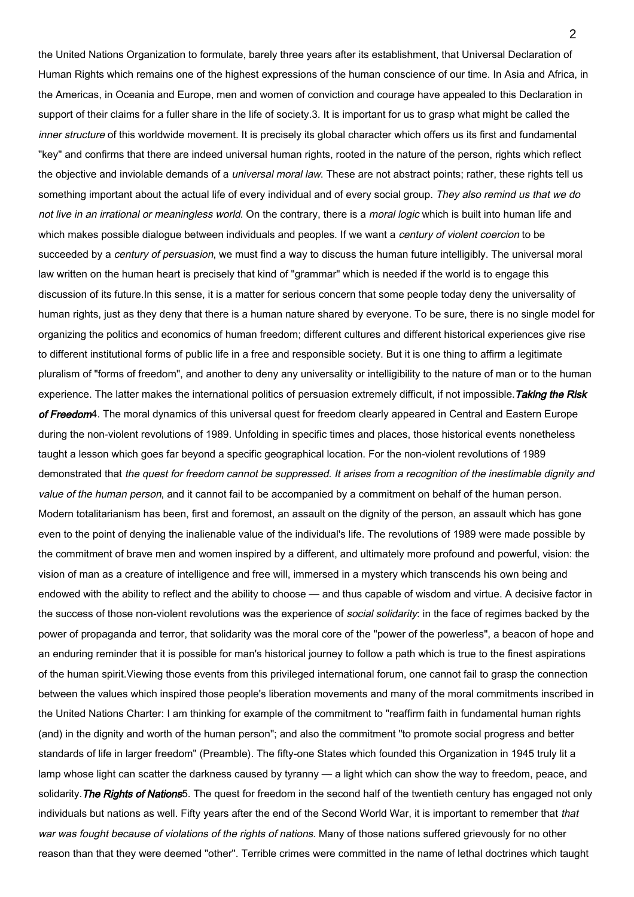the United Nations Organization to formulate, barely three years after its establishment, that Universal Declaration of Human Rights which remains one of the highest expressions of the human conscience of our time. In Asia and Africa, in the Americas, in Oceania and Europe, men and women of conviction and courage have appealed to this Declaration in support of their claims for a fuller share in the life of society.

3. It is important for us to grasp what might be called the *inner structure* of this worldwide movement. It is precisely its global character which offers us its first and fundamental "key" and confirms that there are indeed universal human rights, rooted in the nature of the person, rights which reflect the objective and inviolable demands of a *universal moral law*. These are not abstract points; rather, these rights tell us something important about the actual life of every individual and of every social group. *They also remind us that we do not live in an irrational or meaningless world*. On the contrary, there is a *moral logic* which is built into human life and which makes possible dialogue between individuals and peoples. If we want a *century of violent coercion* to be succeeded by a *century of persuasion*, we must find a way to discuss the human future intelligibly. The universal moral law written on the human heart is precisely that kind of "grammar" which is needed if the world is to engage this discussion of its future.

In this sense, it is a matter for serious concern that some people today deny the universality of human rights, just as they deny that there is a human nature shared by everyone. To be sure, there is no single model for organizing the politics and economics of human freedom; different cultures and different historical experiences give rise to different institutional forms of public life in a free and responsible society. But it is one thing to affirm a legitimate pluralism of "forms of freedom", and another to deny any universality or intelligibility to the nature of man or to the human experience. The latter makes the international politics of persuasion extremely difficult, if not impossible.

***Taking the Risk of Freedom***

4. The moral dynamics of this universal quest for freedom clearly appeared in Central and Eastern Europe during the non-violent revolutions of 1989. Unfolding in specific times and places, those historical events nonetheless taught a lesson which goes far beyond a specific geographical location. For the non-violent revolutions of 1989 demonstrated that *the quest for freedom cannot be suppressed. It arises from a recognition of the inestimable dignity and value of the human person*, and it cannot fail to be accompanied by a commitment on behalf of the human person. Modern totalitarianism has been, first and foremost, an assault on the dignity of the person, an assault which has gone even to the point of denying the inalienable value of the individual's life. The revolutions of 1989 were made possible by the commitment of brave men and women inspired by a different, and ultimately more profound and powerful, vision: the vision of man as a creature of intelligence and free will, immersed in a mystery which transcends his own being and endowed with the ability to reflect and the ability to choose — and thus capable of wisdom and virtue. A decisive factor in the success of those non-violent revolutions was the experience of *social solidarity*: in the face of regimes backed by the power of propaganda and terror, that solidarity was the moral core of the "power of the powerless", a beacon of hope and an enduring reminder that it is possible for man's historical journey to follow a path which is true to the finest aspirations of the human spirit.

Viewing those events from this privileged international forum, one cannot fail to grasp the connection between the values which inspired those people's liberation movements and many of the moral commitments inscribed in the United Nations Charter: I am thinking for example of the commitment to "reaffirm faith in fundamental human rights (and) in the dignity and worth of the human person"; and also the commitment "to promote social progress and better standards of life in larger freedom" (Preamble). The fifty-one States which founded this Organization in 1945 truly lit a lamp whose light can scatter the darkness caused by tyranny — a light which can show the way to freedom, peace, and solidarity.

***The Rights of Nations***

5. The quest for freedom in the second half of the twentieth century has engaged not only individuals but nations as well. Fifty years after the end of the Second World War, it is important to remember that *that war was fought because of violations of the rights of nations*. Many of those nations suffered grievously for no other reason than that they were deemed "other". Terrible crimes were committed in the name of lethal doctrines which taught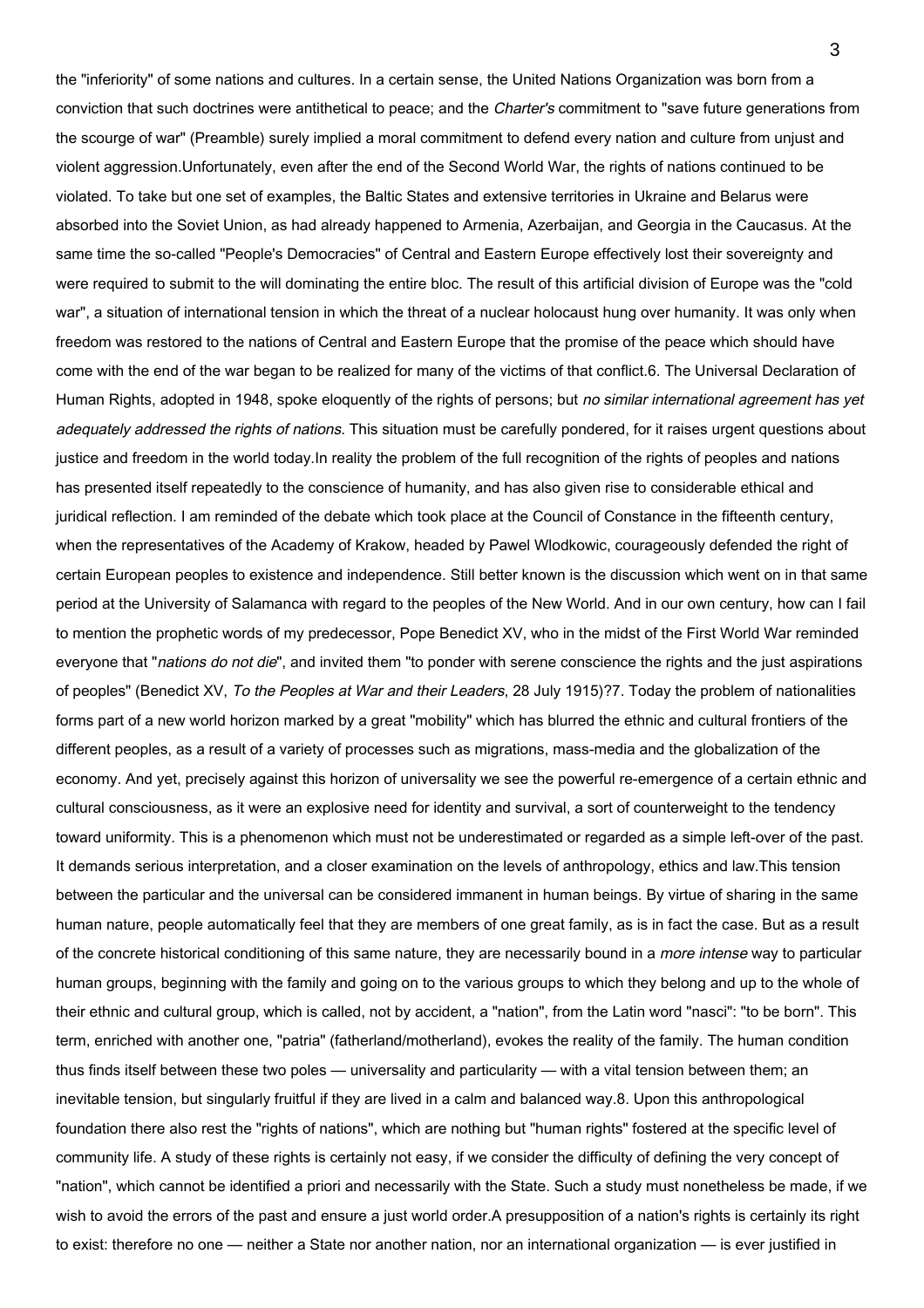the "inferiority" of some nations and cultures. In a certain sense, the United Nations Organization was born from a conviction that such doctrines were antithetical to peace; and the *Charter's* commitment to "save future generations from the scourge of war" (Preamble) surely implied a moral commitment to defend every nation and culture from unjust and violent aggression.Unfortunately, even after the end of the Second World War, the rights of nations continued to be violated. To take but one set of examples, the Baltic States and extensive territories in Ukraine and Belarus were absorbed into the Soviet Union, as had already happened to Armenia, Azerbaijan, and Georgia in the Caucasus. At the same time the so-called "People's Democracies" of Central and Eastern Europe effectively lost their sovereignty and were required to submit to the will dominating the entire bloc. The result of this artificial division of Europe was the "cold war", a situation of international tension in which the threat of a nuclear holocaust hung over humanity. It was only when freedom was restored to the nations of Central and Eastern Europe that the promise of the peace which should have come with the end of the war began to be realized for many of the victims of that conflict.6. The Universal Declaration of Human Rights, adopted in 1948, spoke eloquently of the rights of persons; but *no similar international agreement has yet adequately addressed the rights of nations*. This situation must be carefully pondered, for it raises urgent questions about justice and freedom in the world today.In reality the problem of the full recognition of the rights of peoples and nations has presented itself repeatedly to the conscience of humanity, and has also given rise to considerable ethical and juridical reflection. I am reminded of the debate which took place at the Council of Constance in the fifteenth century, when the representatives of the Academy of Krakow, headed by Pawel Wlodkowic, courageously defended the right of certain European peoples to existence and independence. Still better known is the discussion which went on in that same period at the University of Salamanca with regard to the peoples of the New World. And in our own century, how can I fail to mention the prophetic words of my predecessor, Pope Benedict XV, who in the midst of the First World War reminded everyone that "*nations do not die*", and invited them "to ponder with serene conscience the rights and the just aspirations of peoples" (Benedict XV, *To the Peoples at War and their Leaders*, 28 July 1915)?7. Today the problem of nationalities forms part of a new world horizon marked by a great "mobility" which has blurred the ethnic and cultural frontiers of the different peoples, as a result of a variety of processes such as migrations, mass-media and the globalization of the economy. And yet, precisely against this horizon of universality we see the powerful re-emergence of a certain ethnic and cultural consciousness, as it were an explosive need for identity and survival, a sort of counterweight to the tendency toward uniformity. This is a phenomenon which must not be underestimated or regarded as a simple left-over of the past. It demands serious interpretation, and a closer examination on the levels of anthropology, ethics and law.This tension between the particular and the universal can be considered immanent in human beings. By virtue of sharing in the same human nature, people automatically feel that they are members of one great family, as is in fact the case. But as a result of the concrete historical conditioning of this same nature, they are necessarily bound in a *more intense* way to particular human groups, beginning with the family and going on to the various groups to which they belong and up to the whole of their ethnic and cultural group, which is called, not by accident, a "nation", from the Latin word "nasci": "to be born". This term, enriched with another one, "patria" (fatherland/motherland), evokes the reality of the family. The human condition thus finds itself between these two poles — universality and particularity — with a vital tension between them; an inevitable tension, but singularly fruitful if they are lived in a calm and balanced way.8. Upon this anthropological foundation there also rest the "rights of nations", which are nothing but "human rights" fostered at the specific level of community life. A study of these rights is certainly not easy, if we consider the difficulty of defining the very concept of "nation", which cannot be identified a priori and necessarily with the State. Such a study must nonetheless be made, if we wish to avoid the errors of the past and ensure a just world order.A presupposition of a nation's rights is certainly its right to exist: therefore no one — neither a State nor another nation, nor an international organization — is ever justified in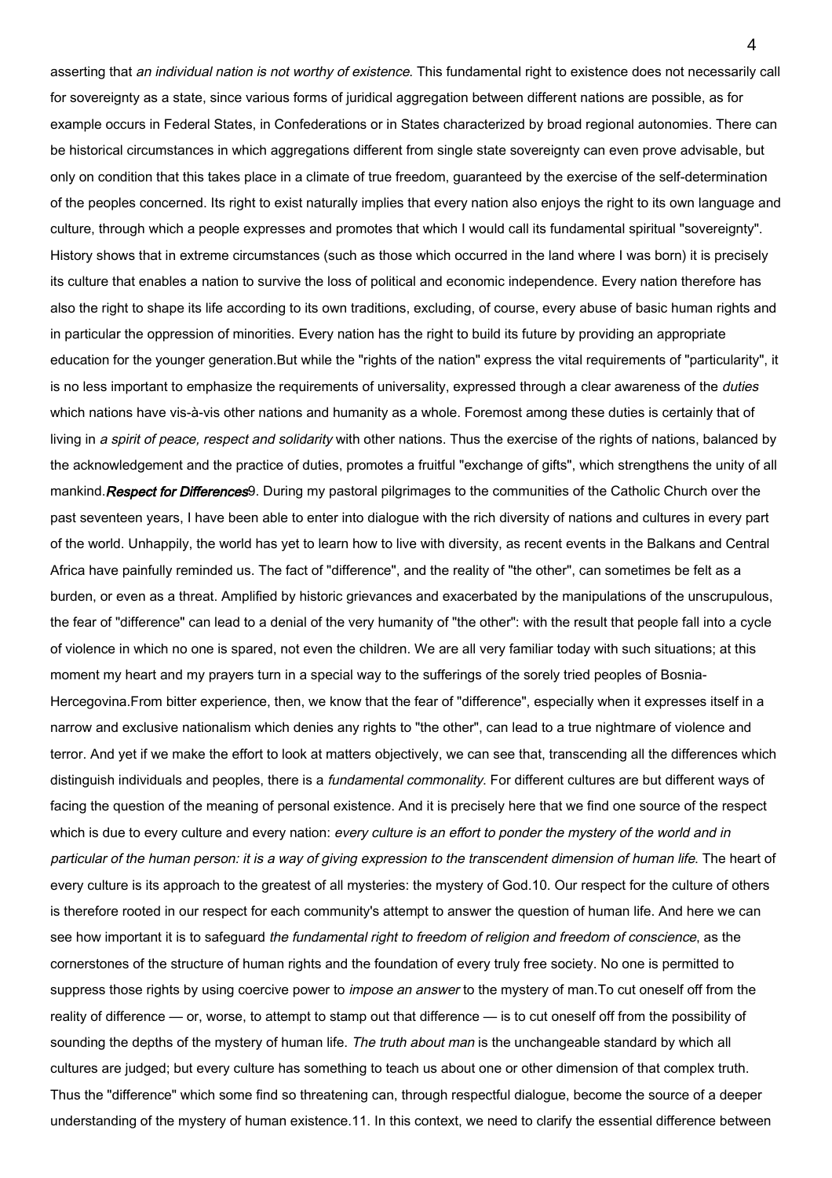asserting that *an individual nation is not worthy of existence*. This fundamental right to existence does not necessarily call for sovereignty as a state, since various forms of juridical aggregation between different nations are possible, as for example occurs in Federal States, in Confederations or in States characterized by broad regional autonomies. There can be historical circumstances in which aggregations different from single state sovereignty can even prove advisable, but only on condition that this takes place in a climate of true freedom, guaranteed by the exercise of the self-determination of the peoples concerned. Its right to exist naturally implies that every nation also enjoys the right to its own language and culture, through which a people expresses and promotes that which I would call its fundamental spiritual "sovereignty". History shows that in extreme circumstances (such as those which occurred in the land where I was born) it is precisely its culture that enables a nation to survive the loss of political and economic independence. Every nation therefore has also the right to shape its life according to its own traditions, excluding, of course, every abuse of basic human rights and in particular the oppression of minorities. Every nation has the right to build its future by providing an appropriate education for the younger generation.

But while the "rights of the nation" express the vital requirements of "particularity", it is no less important to emphasize the requirements of universality, expressed through a clear awareness of the *duties* which nations have vis-à-vis other nations and humanity as a whole. Foremost among these duties is certainly that of living in *a spirit of peace, respect and solidarity* with other nations. Thus the exercise of the rights of nations, balanced by the acknowledgement and the practice of duties, promotes a fruitful "exchange of gifts", which strengthens the unity of all mankind.

***Respect for Differences***

9. During my pastoral pilgrimages to the communities of the Catholic Church over the past seventeen years, I have been able to enter into dialogue with the rich diversity of nations and cultures in every part of the world. Unhappily, the world has yet to learn how to live with diversity, as recent events in the Balkans and Central Africa have painfully reminded us. The fact of "difference", and the reality of "the other", can sometimes be felt as a burden, or even as a threat. Amplified by historic grievances and exacerbated by the manipulations of the unscrupulous, the fear of "difference" can lead to a denial of the very humanity of "the other": with the result that people fall into a cycle of violence in which no one is spared, not even the children. We are all very familiar today with such situations; at this moment my heart and my prayers turn in a special way to the sufferings of the sorely tried peoples of Bosnia-Hercegovina.

From bitter experience, then, we know that the fear of "difference", especially when it expresses itself in a narrow and exclusive nationalism which denies any rights to "the other", can lead to a true nightmare of violence and terror. And yet if we make the effort to look at matters objectively, we can see that, transcending all the differences which distinguish individuals and peoples, there is a *fundamental commonality*. For different cultures are but different ways of facing the question of the meaning of personal existence. And it is precisely here that we find one source of the respect which is due to every culture and every nation: *every culture is an effort to ponder the mystery of the world and in particular of the human person: it is a way of giving expression to the transcendent dimension of human life*. The heart of every culture is its approach to the greatest of all mysteries: the mystery of God.

10. Our respect for the culture of others is therefore rooted in our respect for each community's attempt to answer the question of human life. And here we can see how important it is to safeguard *the fundamental right to freedom of religion and freedom of conscience*, as the cornerstones of the structure of human rights and the foundation of every truly free society. No one is permitted to suppress those rights by using coercive power to *impose an answer* to the mystery of man.

To cut oneself off from the reality of difference — or, worse, to attempt to stamp out that difference — is to cut oneself off from the possibility of sounding the depths of the mystery of human life. *The truth about man* is the unchangeable standard by which all cultures are judged; but every culture has something to teach us about one or other dimension of that complex truth. Thus the "difference" which some find so threatening can, through respectful dialogue, become the source of a deeper understanding of the mystery of human existence.

11. In this context, we need to clarify the essential difference between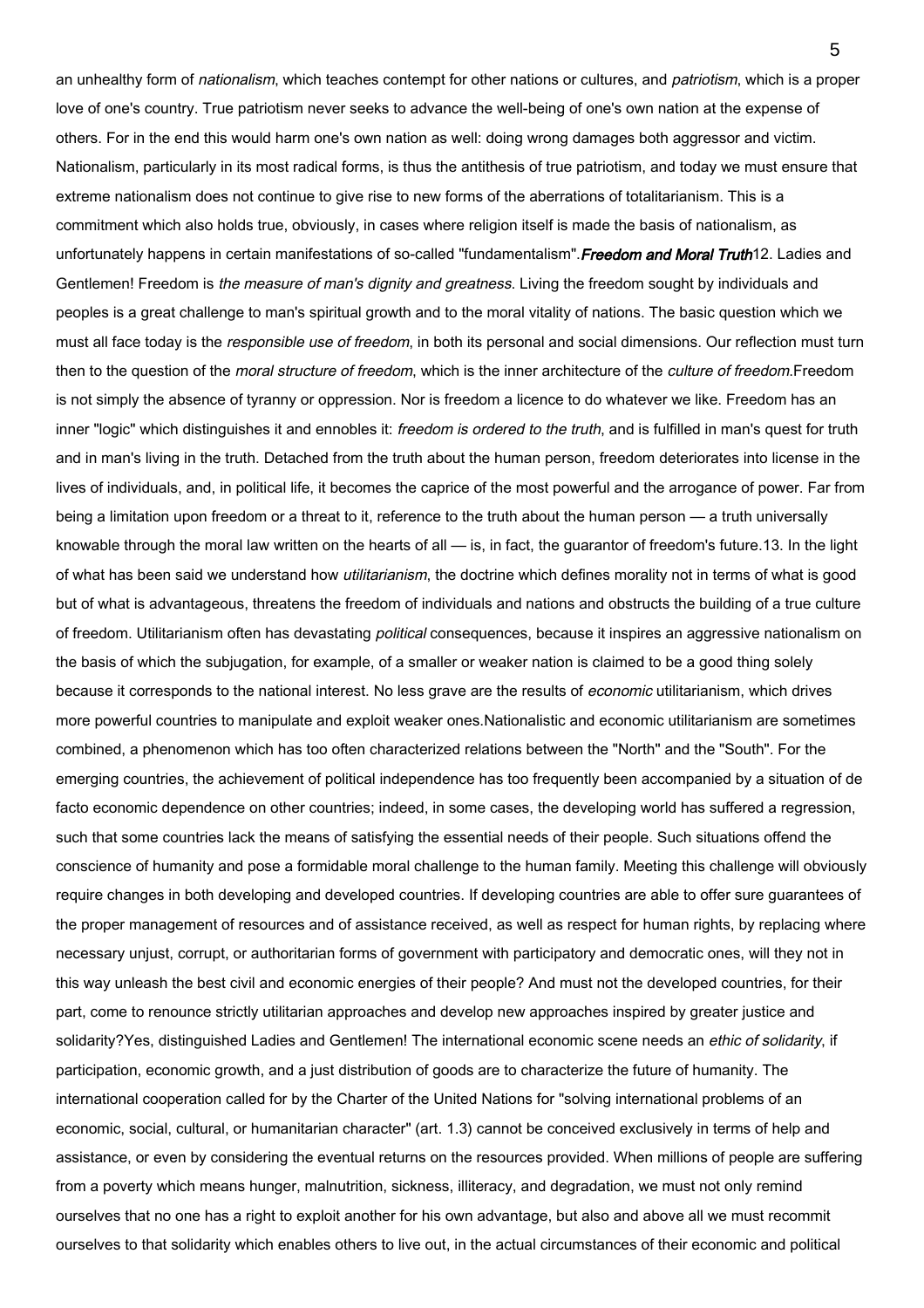an unhealthy form of *nationalism*, which teaches contempt for other nations or cultures, and *patriotism*, which is a proper love of one's country. True patriotism never seeks to advance the well-being of one's own nation at the expense of others. For in the end this would harm one's own nation as well: doing wrong damages both aggressor and victim. Nationalism, particularly in its most radical forms, is thus the antithesis of true patriotism, and today we must ensure that extreme nationalism does not continue to give rise to new forms of the aberrations of totalitarianism. This is a commitment which also holds true, obviously, in cases where religion itself is made the basis of nationalism, as unfortunately happens in certain manifestations of so-called "fundamentalism".

### Freedom and Moral Truth

12. Ladies and Gentlemen! Freedom is *the measure of man's dignity and greatness*. Living the freedom sought by individuals and peoples is a great challenge to man's spiritual growth and to the moral vitality of nations. The basic question which we must all face today is the *responsible use of freedom*, in both its personal and social dimensions. Our reflection must turn then to the question of the *moral structure of freedom*, which is the inner architecture of the *culture of freedom*.

Freedom is not simply the absence of tyranny or oppression. Nor is freedom a licence to do whatever we like. Freedom has an inner "logic" which distinguishes it and ennobles it: *freedom is ordered to the truth*, and is fulfilled in man's quest for truth and in man's living in the truth. Detached from the truth about the human person, freedom deteriorates into license in the lives of individuals, and, in political life, it becomes the caprice of the most powerful and the arrogance of power. Far from being a limitation upon freedom or a threat to it, reference to the truth about the human person — a truth universally knowable through the moral law written on the hearts of all — is, in fact, the guarantor of freedom's future.

13. In the light of what has been said we understand how *utilitarianism*, the doctrine which defines morality not in terms of what is good but of what is advantageous, threatens the freedom of individuals and nations and obstructs the building of a true culture of freedom. Utilitarianism often has devastating *political* consequences, because it inspires an aggressive nationalism on the basis of which the subjugation, for example, of a smaller or weaker nation is claimed to be a good thing solely because it corresponds to the national interest. No less grave are the results of *economic* utilitarianism, which drives more powerful countries to manipulate and exploit weaker ones.

Nationalistic and economic utilitarianism are sometimes combined, a phenomenon which has too often characterized relations between the "North" and the "South". For the emerging countries, the achievement of political independence has too frequently been accompanied by a situation of de facto economic dependence on other countries; indeed, in some cases, the developing world has suffered a regression, such that some countries lack the means of satisfying the essential needs of their people. Such situations offend the conscience of humanity and pose a formidable moral challenge to the human family. Meeting this challenge will obviously require changes in both developing and developed countries. If developing countries are able to offer sure guarantees of the proper management of resources and of assistance received, as well as respect for human rights, by replacing where necessary unjust, corrupt, or authoritarian forms of government with participatory and democratic ones, will they not in this way unleash the best civil and economic energies of their people? And must not the developed countries, for their part, come to renounce strictly utilitarian approaches and develop new approaches inspired by greater justice and solidarity?

Yes, distinguished Ladies and Gentlemen! The international economic scene needs an *ethic of solidarity*, if participation, economic growth, and a just distribution of goods are to characterize the future of humanity. The international cooperation called for by the Charter of the United Nations for "solving international problems of an economic, social, cultural, or humanitarian character" (art. 1.3) cannot be conceived exclusively in terms of help and assistance, or even by considering the eventual returns on the resources provided. When millions of people are suffering from a poverty which means hunger, malnutrition, sickness, illiteracy, and degradation, we must not only remind ourselves that no one has a right to exploit another for his own advantage, but also and above all we must recommit ourselves to that solidarity which enables others to live out, in the actual circumstances of their economic and political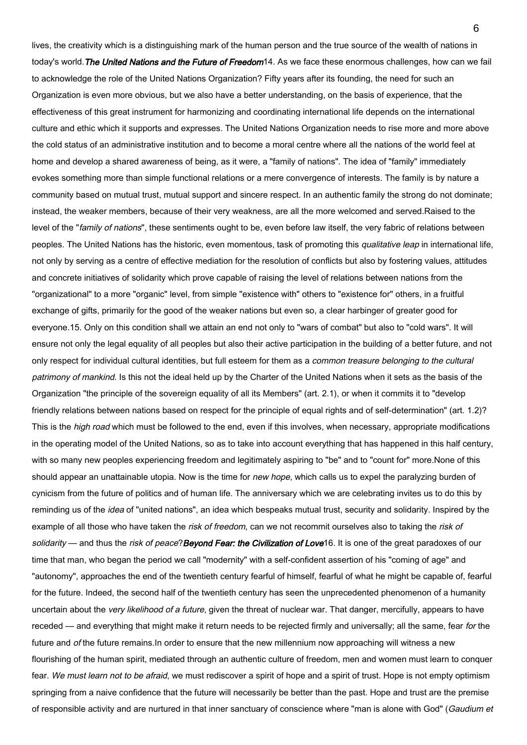lives, the creativity which is a distinguishing mark of the human person and the true source of the wealth of nations in today's world.

## *The United Nations and the Future of Freedom*

14. As we face these enormous challenges, how can we fail to acknowledge the role of the United Nations Organization? Fifty years after its founding, the need for such an Organization is even more obvious, but we also have a better understanding, on the basis of experience, that the effectiveness of this great instrument for harmonizing and coordinating international life depends on the international culture and ethic which it supports and expresses. The United Nations Organization needs to rise more and more above the cold status of an administrative institution and to become a moral centre where all the nations of the world feel at home and develop a shared awareness of being, as it were, a "family of nations". The idea of "family" immediately evokes something more than simple functional relations or a mere convergence of interests. The family is by nature a community based on mutual trust, mutual support and sincere respect. In an authentic family the strong do not dominate; instead, the weaker members, because of their very weakness, are all the more welcomed and served.

Raised to the level of the "*family of nations*", these sentiments ought to be, even before law itself, the very fabric of relations between peoples. The United Nations has the historic, even momentous, task of promoting this *qualitative leap* in international life, not only by serving as a centre of effective mediation for the resolution of conflicts but also by fostering values, attitudes and concrete initiatives of solidarity which prove capable of raising the level of relations between nations from the "organizational" to a more "organic" level, from simple "existence with" others to "existence for" others, in a fruitful exchange of gifts, primarily for the good of the weaker nations but even so, a clear harbinger of greater good for everyone.

15. Only on this condition shall we attain an end not only to "wars of combat" but also to "cold wars". It will ensure not only the legal equality of all peoples but also their active participation in the building of a better future, and not only respect for individual cultural identities, but full esteem for them as a *common treasure belonging to the cultural patrimony of mankind*. Is this not the ideal held up by the Charter of the United Nations when it sets as the basis of the Organization "the principle of the sovereign equality of all its Members" (art. 2.1), or when it commits it to "develop friendly relations between nations based on respect for the principle of equal rights and of self-determination" (art. 1.2)? This is the *high road* which must be followed to the end, even if this involves, when necessary, appropriate modifications in the operating model of the United Nations, so as to take into account everything that has happened in this half century, with so many new peoples experiencing freedom and legitimately aspiring to "be" and to "count for" more.

None of this should appear an unattainable utopia. Now is the time for *new hope*, which calls us to expel the paralyzing burden of cynicism from the future of politics and of human life. The anniversary which we are celebrating invites us to do this by reminding us of the *idea* of "united nations", an idea which bespeaks mutual trust, security and solidarity. Inspired by the example of all those who have taken the *risk of freedom*, can we not recommit ourselves also to taking the *risk of solidarity* — and thus the *risk of peace*?

## *Beyond Fear: the Civilization of Love*

16. It is one of the great paradoxes of our time that man, who began the period we call "modernity" with a self-confident assertion of his "coming of age" and "autonomy", approaches the end of the twentieth century fearful of himself, fearful of what he might be capable of, fearful for the future. Indeed, the second half of the twentieth century has seen the unprecedented phenomenon of a humanity uncertain about the *very likelihood of a future*, given the threat of nuclear war. That danger, mercifully, appears to have receded — and everything that might make it return needs to be rejected firmly and universally; all the same, fear *for* the future and *of* the future remains.

In order to ensure that the new millennium now approaching will witness a new flourishing of the human spirit, mediated through an authentic culture of freedom, men and women must learn to conquer fear. *We must learn not to be afraid*, we must rediscover a spirit of hope and a spirit of trust. Hope is not empty optimism springing from a naive confidence that the future will necessarily be better than the past. Hope and trust are the premise of responsible activity and are nurtured in that inner sanctuary of conscience where "man is alone with God" (*Gaudium et*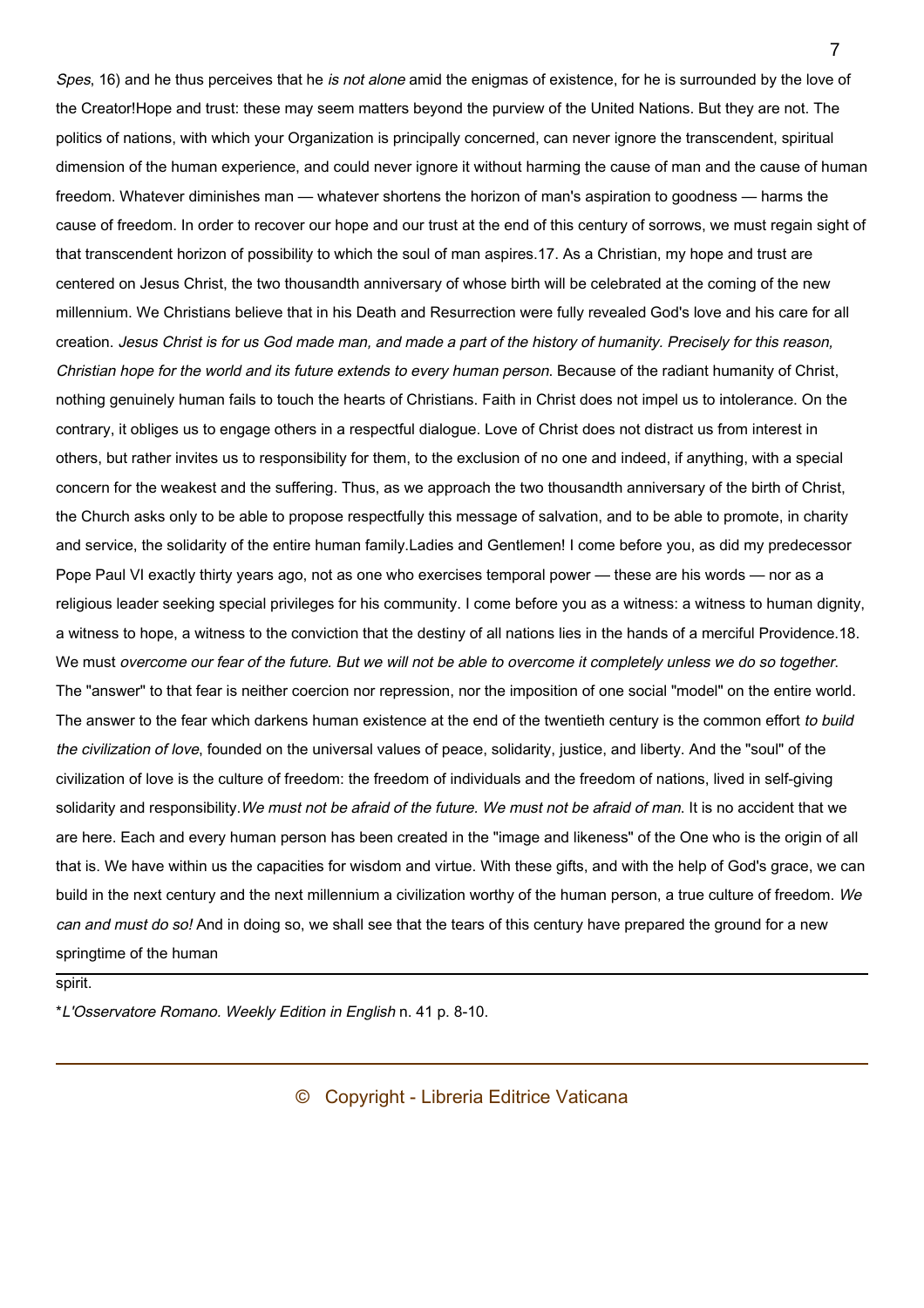*Spes*, 16) and he thus perceives that he *is not alone* amid the enigmas of existence, for he is surrounded by the love of the Creator!Hope and trust: these may seem matters beyond the purview of the United Nations. But they are not. The politics of nations, with which your Organization is principally concerned, can never ignore the transcendent, spiritual dimension of the human experience, and could never ignore it without harming the cause of man and the cause of human freedom. Whatever diminishes man — whatever shortens the horizon of man's aspiration to goodness — harms the cause of freedom. In order to recover our hope and our trust at the end of this century of sorrows, we must regain sight of that transcendent horizon of possibility to which the soul of man aspires.17. As a Christian, my hope and trust are centered on Jesus Christ, the two thousandth anniversary of whose birth will be celebrated at the coming of the new millennium. We Christians believe that in his Death and Resurrection were fully revealed God's love and his care for all creation. *Jesus Christ is for us God made man, and made a part of the history of humanity. Precisely for this reason, Christian hope for the world and its future extends to every human person.* Because of the radiant humanity of Christ, nothing genuinely human fails to touch the hearts of Christians. Faith in Christ does not impel us to intolerance. On the contrary, it obliges us to engage others in a respectful dialogue. Love of Christ does not distract us from interest in others, but rather invites us to responsibility for them, to the exclusion of no one and indeed, if anything, with a special concern for the weakest and the suffering. Thus, as we approach the two thousandth anniversary of the birth of Christ, the Church asks only to be able to propose respectfully this message of salvation, and to be able to promote, in charity and service, the solidarity of the entire human family.Ladies and Gentlemen! I come before you, as did my predecessor Pope Paul VI exactly thirty years ago, not as one who exercises temporal power — these are his words — nor as a religious leader seeking special privileges for his community. I come before you as a witness: a witness to human dignity, a witness to hope, a witness to the conviction that the destiny of all nations lies in the hands of a merciful Providence.18. We must *overcome our fear of the future. But we will not be able to overcome it completely unless we do so together.* The "answer" to that fear is neither coercion nor repression, nor the imposition of one social "model" on the entire world. The answer to the fear which darkens human existence at the end of the twentieth century is the common effort *to build the civilization of love*, founded on the universal values of peace, solidarity, justice, and liberty. And the "soul" of the civilization of love is the culture of freedom: the freedom of individuals and the freedom of nations, lived in self-giving solidarity and responsibility.*We must not be afraid of the future. We must not be afraid of man.* It is no accident that we are here. Each and every human person has been created in the "image and likeness" of the One who is the origin of all that is. We have within us the capacities for wisdom and virtue. With these gifts, and with the help of God's grace, we can build in the next century and the next millennium a civilization worthy of the human person, a true culture of freedom. *We can and must do so!* And in doing so, we shall see that the tears of this century have prepared the ground for a new springtime of the human spirit.

---

\**L'Osservatore Romano. Weekly Edition in English* n. 41 p. 8-10.

---

© Copyright - Libreria Editrice Vaticana